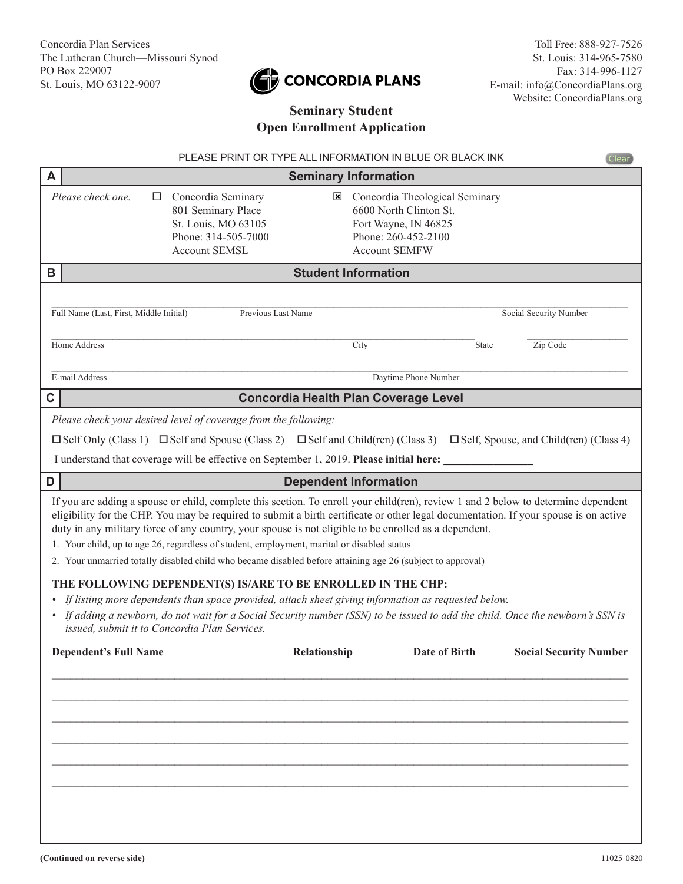Concordia Plan Services
The Lutheran Church—Missouri Synod
PO Box 229007
St. Louis, MO 63122-9007

**CONCORDIA PLANS**

Toll Free: 888-927-7526
St. Louis: 314-965-7580
Fax: 314-996-1127
E-mail: info@ConcordiaPlans.org
Website: ConcordiaPlans.org

# Seminary Student Open Enrollment Application

PLEASE PRINT OR TYPE ALL INFORMATION IN BLUE OR BLACK INK

## A Seminary Information

*Please check one.*

☐ Concordia Seminary
801 Seminary Place
St. Louis, MO 63105
Phone: 314-505-7000
Account SEMSL

☒ Concordia Theological Seminary
6600 North Clinton St.
Fort Wayne, IN 46825
Phone: 260-452-2100
Account SEMFW

## B Student Information

Full Name (Last, First, Middle Initial) ____________ Previous Last Name ____________ Social Security Number ____________

Home Address ____________ City ____________ State ____________ Zip Code ____________

E-mail Address ____________ Daytime Phone Number ____________

## C Concordia Health Plan Coverage Level

*Please check your desired level of coverage from the following:*

☐ Self Only (Class 1) ☐ Self and Spouse (Class 2) ☐ Self and Child(ren) (Class 3) ☐ Self, Spouse, and Child(ren) (Class 4)

I understand that coverage will be effective on September 1, 2019. **Please initial here:** ____________

## D Dependent Information

If you are adding a spouse or child, complete this section. To enroll your child(ren), review 1 and 2 below to determine dependent eligibility for the CHP. You may be required to submit a birth certificate or other legal documentation. If your spouse is on active duty in any military force of any country, your spouse is not eligible to be enrolled as a dependent.

1. Your child, up to age 26, regardless of student, employment, marital or disabled status
2. Your unmarried totally disabled child who became disabled before attaining age 26 (subject to approval)

**THE FOLLOWING DEPENDENT(S) IS/ARE TO BE ENROLLED IN THE CHP:**

- *If listing more dependents than space provided, attach sheet giving information as requested below.*
- *If adding a newborn, do not wait for a Social Security number (SSN) to be issued to add the child. Once the newborn's SSN is issued, submit it to Concordia Plan Services.*

| Dependent's Full Name | Relationship | Date of Birth | Social Security Number |
|---|---|---|---|
| | | | |
| | | | |
| | | | |
| | | | |
| | | | |
| | | | |

(Continued on reverse side)

11025-0820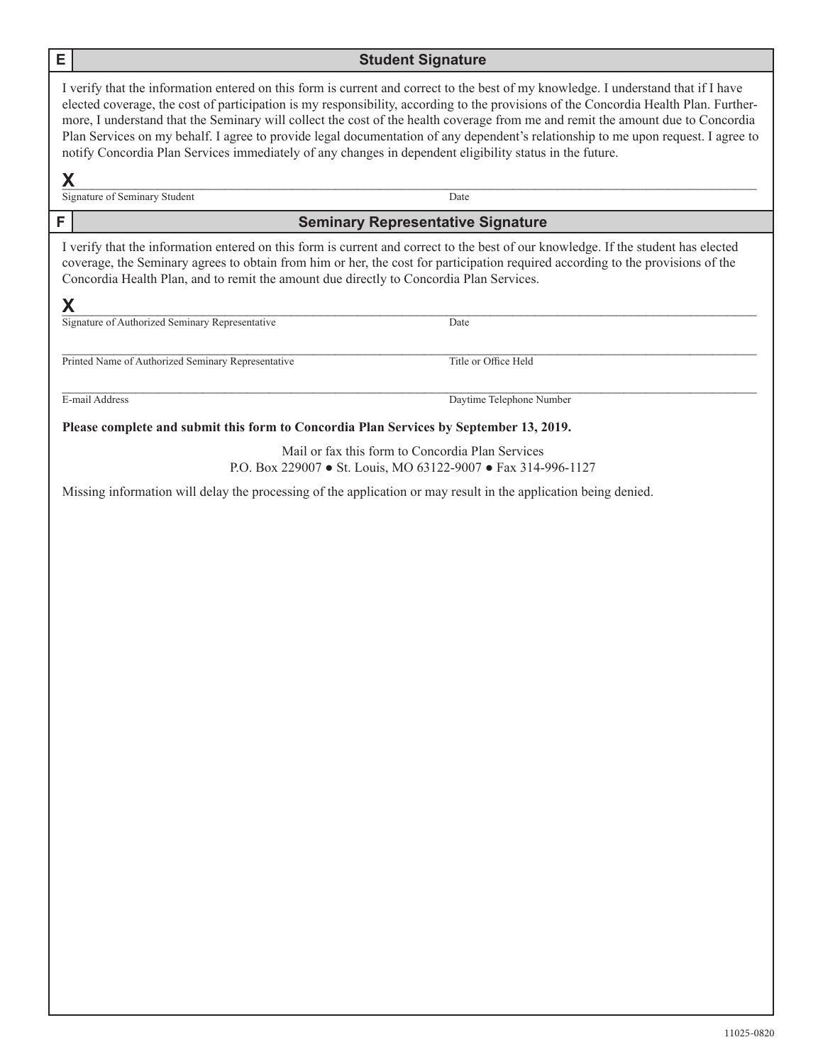## E Student Signature

I verify that the information entered on this form is current and correct to the best of my knowledge. I understand that if I have elected coverage, the cost of participation is my responsibility, according to the provisions of the Concordia Health Plan. Furthermore, I understand that the Seminary will collect the cost of the health coverage from me and remit the amount due to Concordia Plan Services on my behalf. I agree to provide legal documentation of any dependent's relationship to me upon request. I agree to notify Concordia Plan Services immediately of any changes in dependent eligibility status in the future.

**X** ______________________________________________ ______________________________

Signature of Seminary Student Date

## F Seminary Representative Signature

I verify that the information entered on this form is current and correct to the best of our knowledge. If the student has elected coverage, the Seminary agrees to obtain from him or her, the cost for participation required according to the provisions of the Concordia Health Plan, and to remit the amount due directly to Concordia Plan Services.

**X** ______________________________________________ ______________________________

Signature of Authorized Seminary Representative Date

______________________________________________ ______________________________

Printed Name of Authorized Seminary Representative Title or Office Held

______________________________________________ ______________________________

E-mail Address Daytime Telephone Number

**Please complete and submit this form to Concordia Plan Services by September 13, 2019.**

Mail or fax this form to Concordia Plan Services
P.O. Box 229007 ● St. Louis, MO 63122-9007 ● Fax 314-996-1127

Missing information will delay the processing of the application or may result in the application being denied.

11025-0820